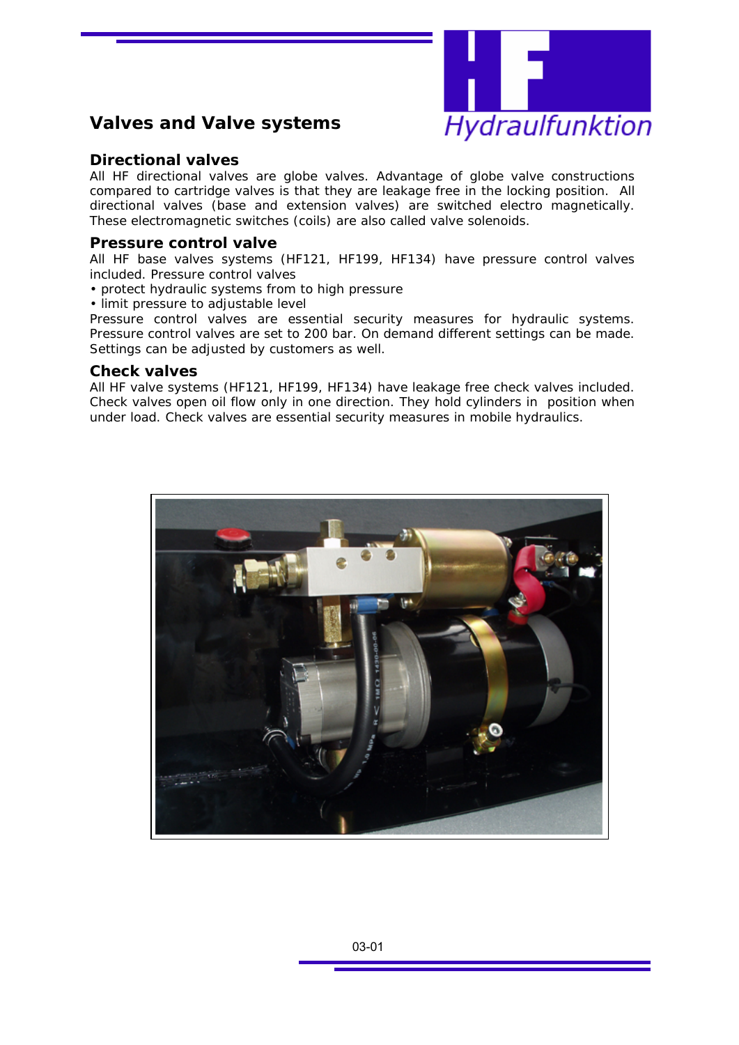# Valves and Valve systems

## Directional valves

All HF directional valves are globe valves. Advantage of globe valve constructions compared to cartridge valves is that they are leakage free in the locking position. All directional valves (base and extension valves) are switched electro magnetically. These electromagnetic switches (coils) are also called valve solenoids.

## Pressure control valve

All HF base valves systems (HF121, HF199, HF134) have pressure control valves included. Pressure control valves

- protect hydraulic systems from to high pressure
- limit pressure to adjustable level

Pressure control valves are essential security measures for hydraulic systems. Pressure control valves are set to 200 bar. On demand different settings can be made. Settings can be adjusted by customers as well.

## Check valves

All HF valve systems (HF121, HF199, HF134) have leakage free check valves included. Check valves open oil flow only in one direction. They hold cylinders in position when under load. Check valves are essential security measures in mobile hydraulics.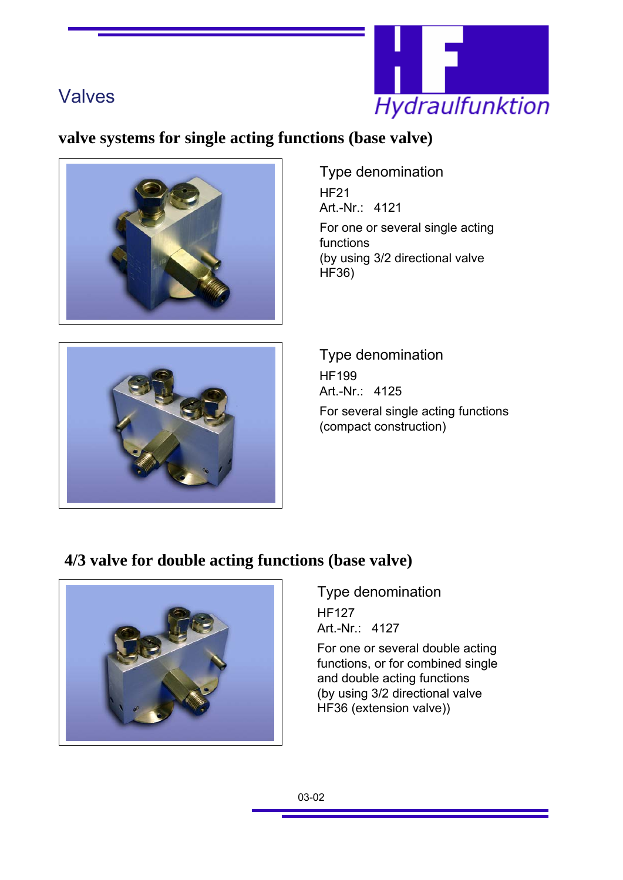# Valves

## valve systems for single acting functions (base valve)

Type denomination

HF21
Art.-Nr.: 4121

For one or several single acting functions
(by using 3/2 directional valve HF36)

Type denomination

HF199
Art.-Nr.: 4125

For several single acting functions
(compact construction)

## 4/3 valve for double acting functions (base valve)

Type denomination

HF127
Art.-Nr.: 4127

For one or several double acting functions, or for combined single and double acting functions
(by using 3/2 directional valve HF36 (extension valve))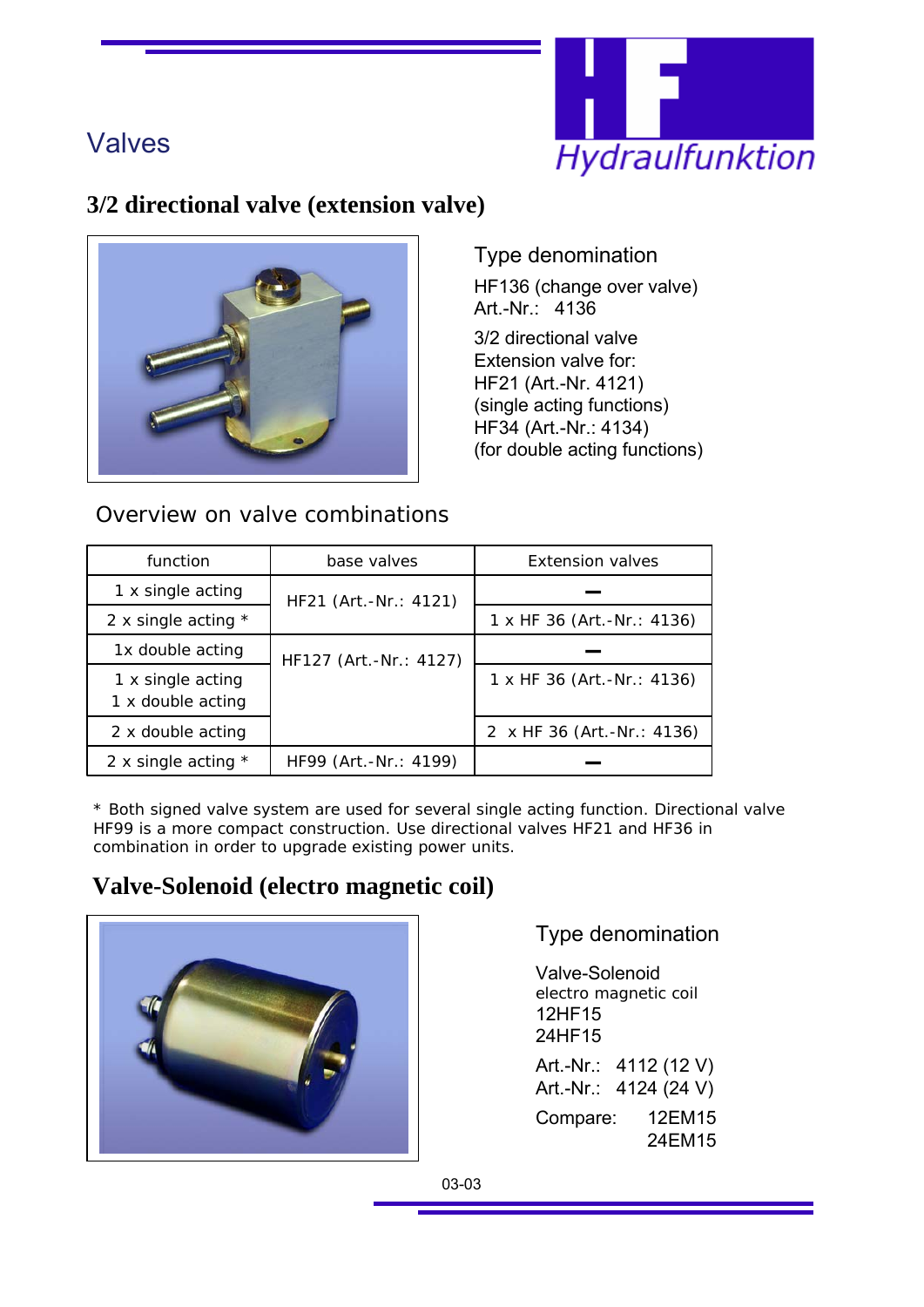Valves

Hydraulfunktion

## 3/2 directional valve (extension valve)

### Type denomination

HF136 (change over valve)
Art.-Nr.: 4136

3/2 directional valve
Extension valve for:
HF21 (Art.-Nr. 4121)
(single acting functions)
HF34 (Art.-Nr.: 4134)
(for double acting functions)

### Overview on valve combinations

| function | base valves | Extension valves |
|---|---|---|
| 1 x single acting | HF21 (Art.-Nr.: 4121) | — |
| 2 x single acting * | | 1 x HF 36 (Art.-Nr.: 4136) |
| 1x double acting | HF127 (Art.-Nr.: 4127) | — |
| 1 x single acting<br>1 x double acting | | 1 x HF 36 (Art.-Nr.: 4136) |
| 2 x double acting | | 2 x HF 36 (Art.-Nr.: 4136) |
| 2 x single acting * | HF99 (Art.-Nr.: 4199) | — |

* Both signed valve system are used for several single acting function. Directional valve HF99 is a more compact construction. Use directional valves HF21 and HF36 in combination in order to upgrade existing power units.

## Valve-Solenoid (electro magnetic coil)

### Type denomination

Valve-Solenoid
electro magnetic coil
12HF15
24HF15

Art.-Nr.: 4112 (12 V)
Art.-Nr.: 4124 (24 V)

Compare: 12EM15
24EM15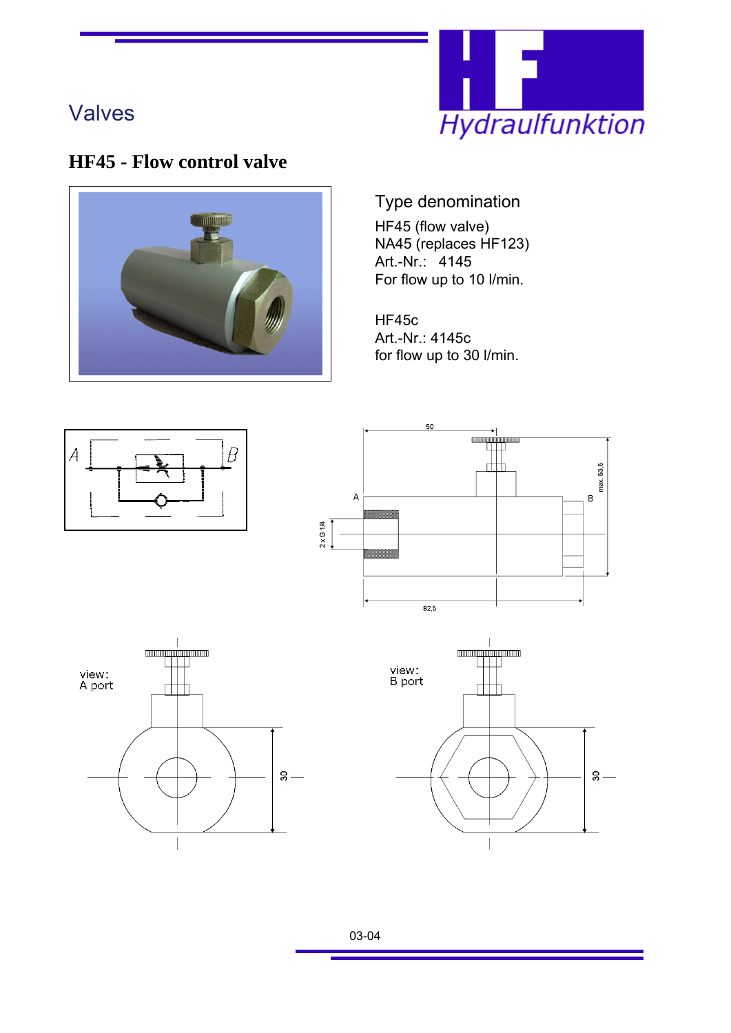Valves

# HF45 - Flow control valve

## Type denomination

HF45 (flow valve)
NA45 (replaces HF123)
Art.-Nr.: 4145
For flow up to 10 l/min.

HF45c
Art.-Nr.: 4145c
for flow up to 30 l/min.

view:
A port

view:
B port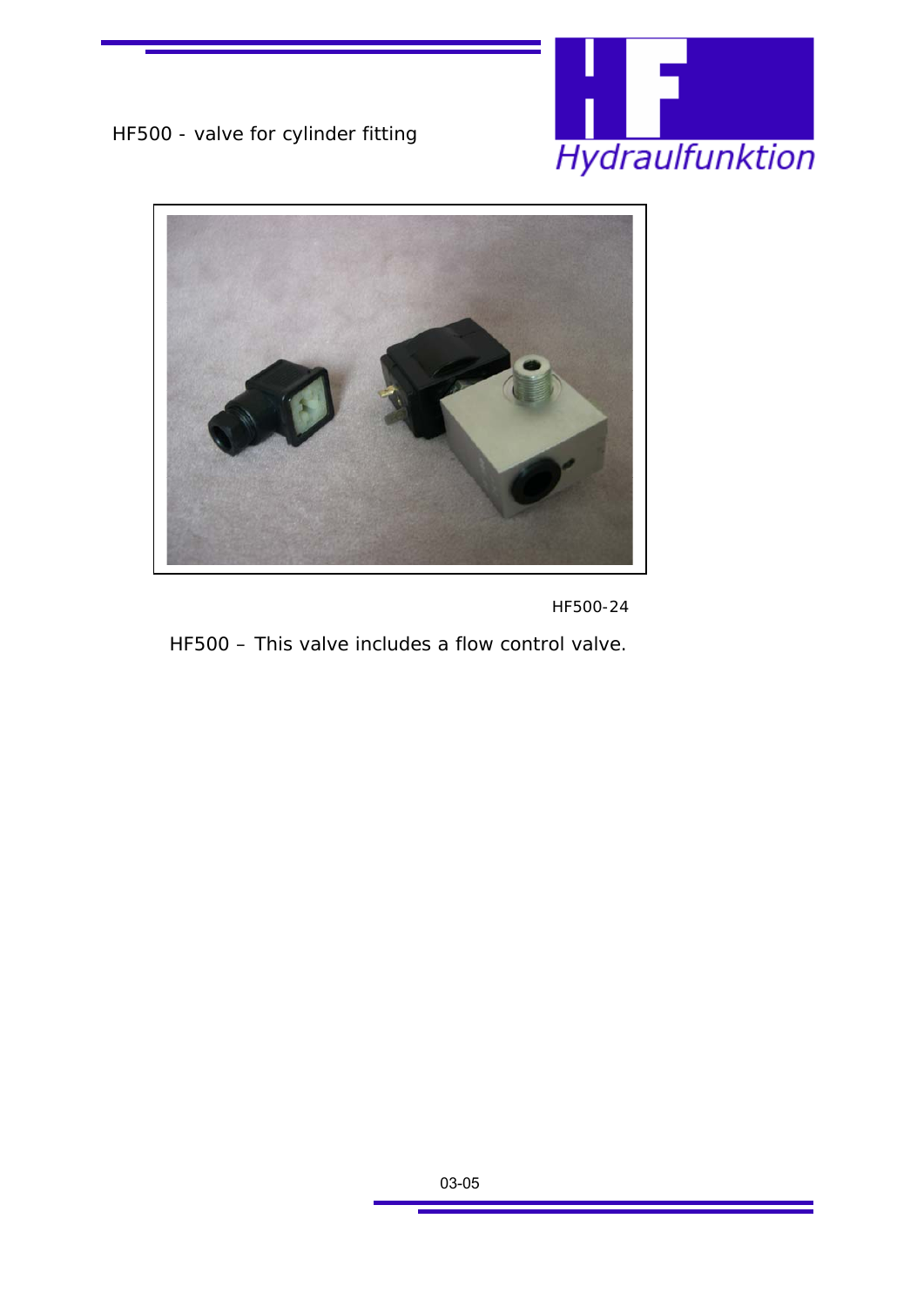HF500 - valve for cylinder fitting

HF500-24

HF500 – This valve includes a flow control valve.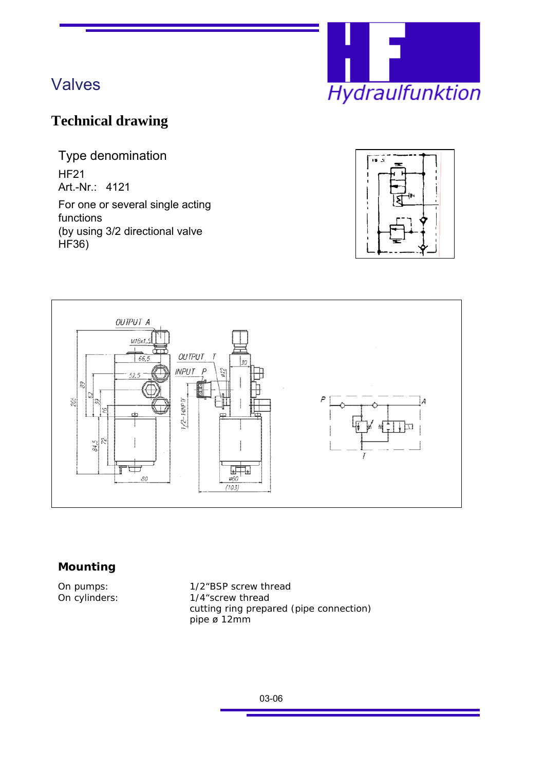# Valves

## Technical drawing

Type denomination

HF21

Art.-Nr.: 4121

For one or several single acting functions
(by using 3/2 directional valve HF36)

### Mounting

| | |
|---|---|
| On pumps: | 1/2"BSP screw thread |
| On cylinders: | 1/4"screw thread |
| | cutting ring prepared (pipe connection) |
| | pipe ø 12mm |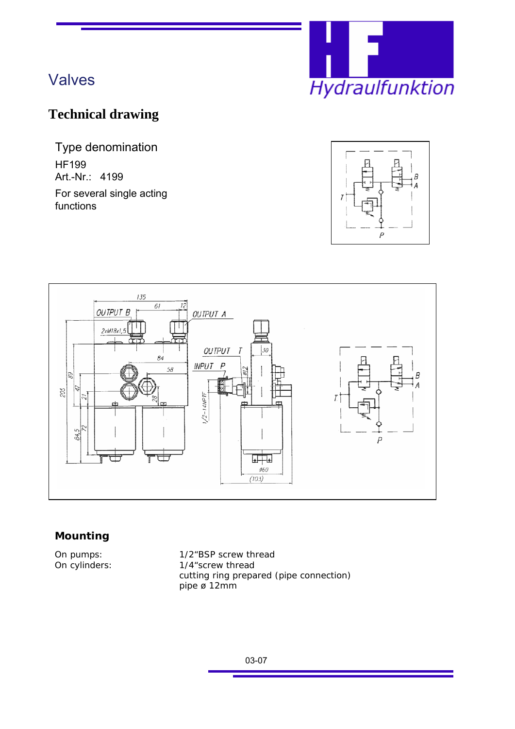# Valves

## Technical drawing

Type denomination

HF199

Art.-Nr.: 4199

For several single acting functions

### Mounting

| | |
|---|---|
| On pumps: | 1/2"BSP screw thread |
| On cylinders: | 1/4"screw thread |
| | cutting ring prepared (pipe connection) |
| | pipe ø 12mm |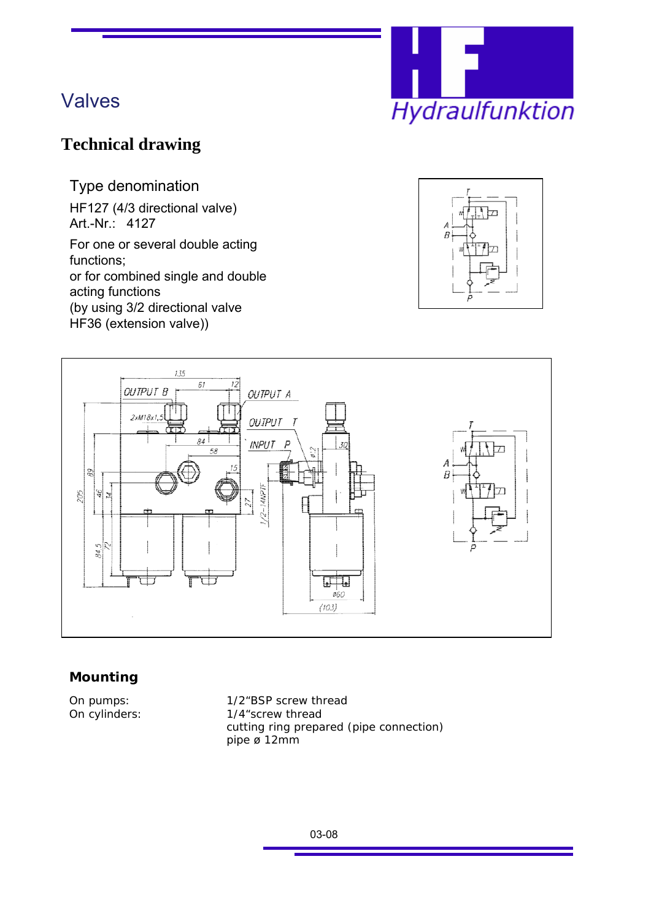Valves

## Technical drawing

### Type denomination

HF127 (4/3 directional valve)
Art.-Nr.: 4127

For one or several double acting functions;
or for combined single and double acting functions
(by using 3/2 directional valve HF36 (extension valve))

### Mounting

| | |
|---|---|
| On pumps: | 1/2“BSP screw thread |
| On cylinders: | 1/4“screw thread |
| | cutting ring prepared (pipe connection) |
| | pipe ø 12mm |

03-08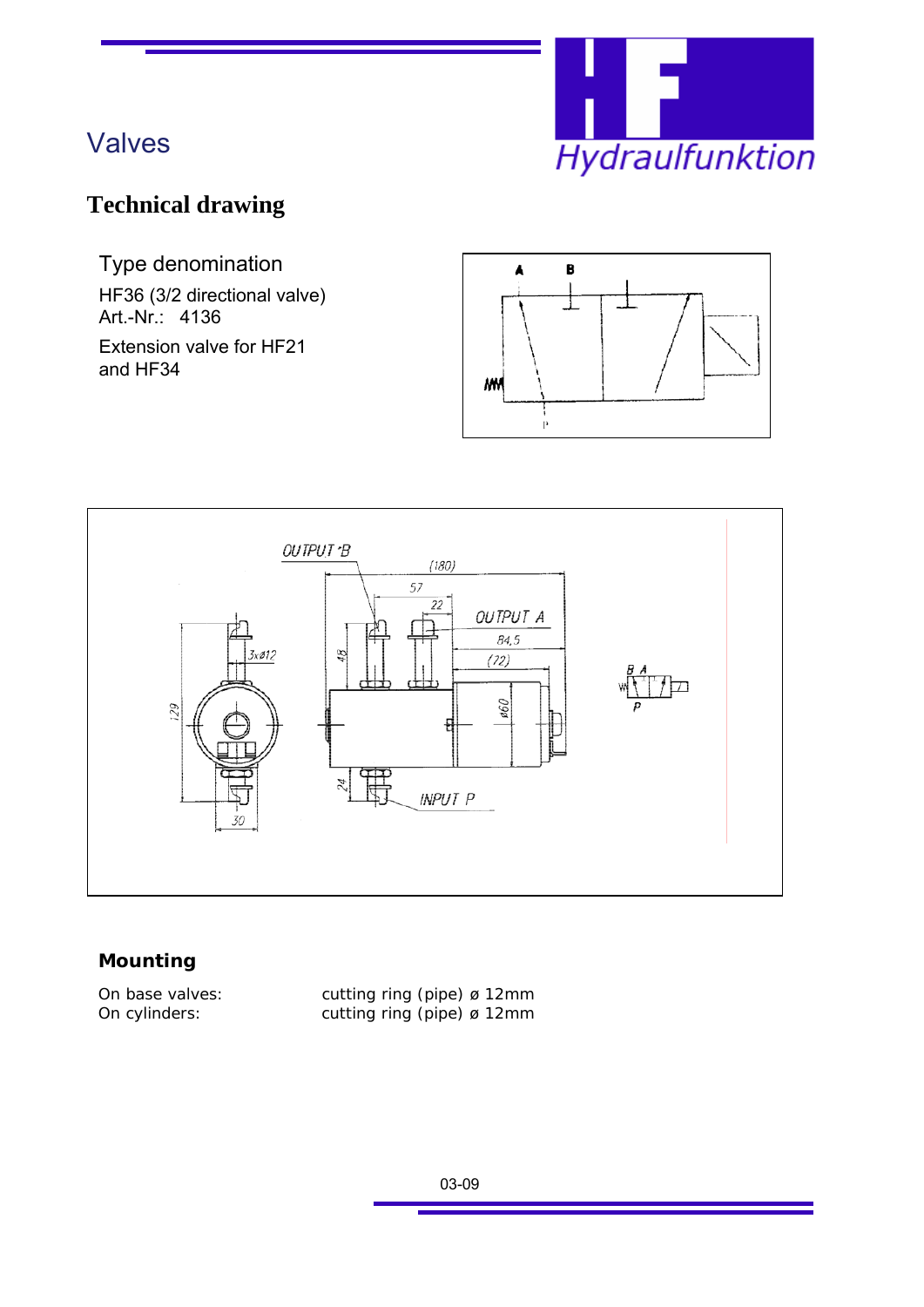# Valves

## Technical drawing

### Type denomination

HF36 (3/2 directional valve)
Art.-Nr.: 4136

Extension valve for HF21
and HF34

A
B

OUTPUT B
(180)
57
22
OUTPUT A
84,5
(72)
3xø12
48
129
ø60
24
30
INPUT P
B A
P

**Mounting**

On base valves: cutting ring (pipe) ø 12mm
On cylinders: cutting ring (pipe) ø 12mm